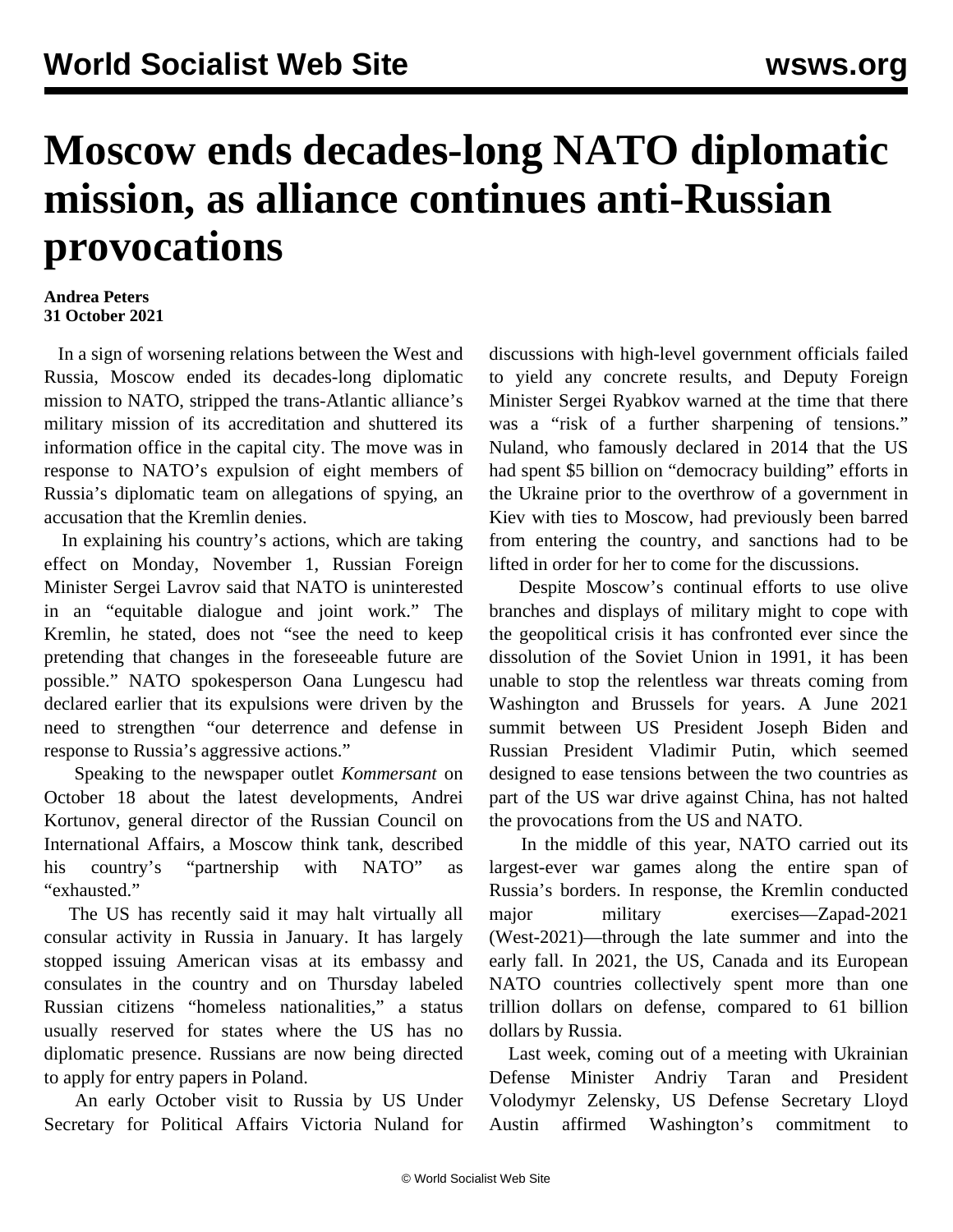# Moscow ends decades-long NATO diplomatic mission, as alliance continues anti-Russian provocations

**Andrea Peters**
**31 October 2021**

In a sign of worsening relations between the West and Russia, Moscow ended its decades-long diplomatic mission to NATO, stripped the trans-Atlantic alliance's military mission of its accreditation and shuttered its information office in the capital city. The move was in response to NATO's expulsion of eight members of Russia's diplomatic team on allegations of spying, an accusation that the Kremlin denies.

In explaining his country's actions, which are taking effect on Monday, November 1, Russian Foreign Minister Sergei Lavrov said that NATO is uninterested in an "equitable dialogue and joint work." The Kremlin, he stated, does not "see the need to keep pretending that changes in the foreseeable future are possible." NATO spokesperson Oana Lungescu had declared earlier that its expulsions were driven by the need to strengthen "our deterrence and defense in response to Russia's aggressive actions."

Speaking to the newspaper outlet *Kommersant* on October 18 about the latest developments, Andrei Kortunov, general director of the Russian Council on International Affairs, a Moscow think tank, described his country's "partnership with NATO" as "exhausted."

The US has recently said it may halt virtually all consular activity in Russia in January. It has largely stopped issuing American visas at its embassy and consulates in the country and on Thursday labeled Russian citizens "homeless nationalities," a status usually reserved for states where the US has no diplomatic presence. Russians are now being directed to apply for entry papers in Poland.

An early October visit to Russia by US Under Secretary for Political Affairs Victoria Nuland for discussions with high-level government officials failed to yield any concrete results, and Deputy Foreign Minister Sergei Ryabkov warned at the time that there was a "risk of a further sharpening of tensions." Nuland, who famously declared in 2014 that the US had spent $5 billion on "democracy building" efforts in the Ukraine prior to the overthrow of a government in Kiev with ties to Moscow, had previously been barred from entering the country, and sanctions had to be lifted in order for her to come for the discussions.

Despite Moscow's continual efforts to use olive branches and displays of military might to cope with the geopolitical crisis it has confronted ever since the dissolution of the Soviet Union in 1991, it has been unable to stop the relentless war threats coming from Washington and Brussels for years. A June 2021 summit between US President Joseph Biden and Russian President Vladimir Putin, which seemed designed to ease tensions between the two countries as part of the US war drive against China, has not halted the provocations from the US and NATO.

In the middle of this year, NATO carried out its largest-ever war games along the entire span of Russia's borders. In response, the Kremlin conducted major military exercises—Zapad-2021 (West-2021)—through the late summer and into the early fall. In 2021, the US, Canada and its European NATO countries collectively spent more than one trillion dollars on defense, compared to 61 billion dollars by Russia.

Last week, coming out of a meeting with Ukrainian Defense Minister Andriy Taran and President Volodymyr Zelensky, US Defense Secretary Lloyd Austin affirmed Washington's commitment to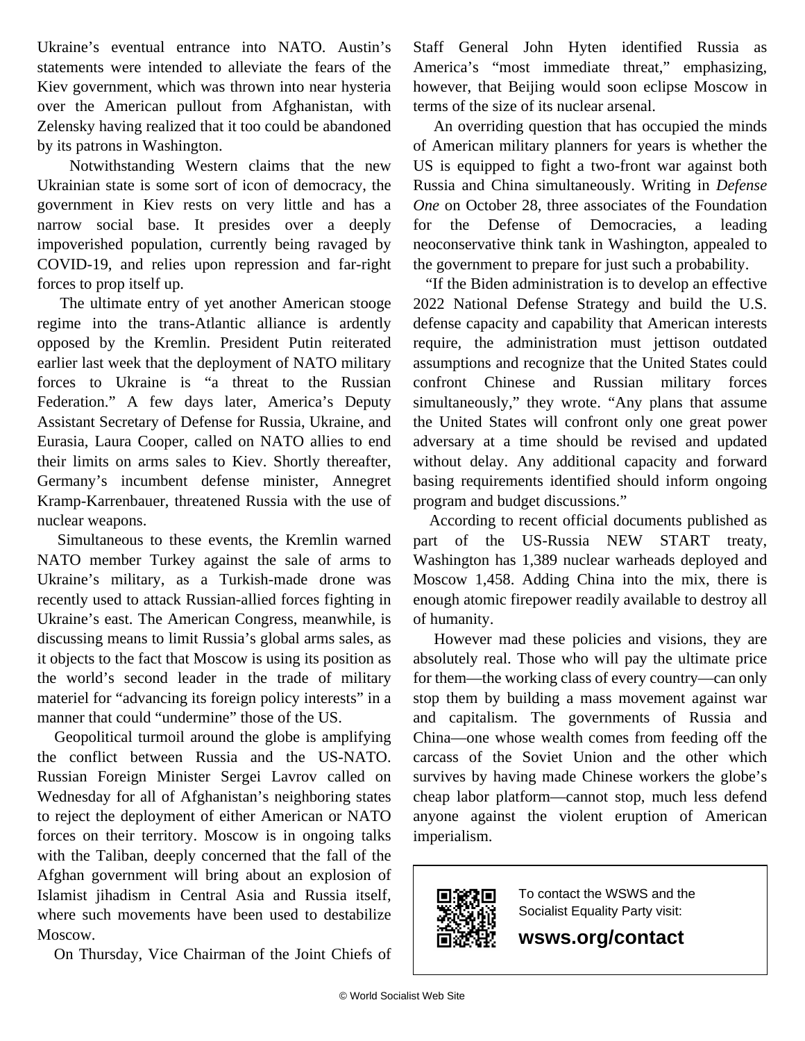Ukraine's eventual entrance into NATO. Austin's statements were intended to alleviate the fears of the Kiev government, which was thrown into near hysteria over the American pullout from Afghanistan, with Zelensky having realized that it too could be abandoned by its patrons in Washington.

Notwithstanding Western claims that the new Ukrainian state is some sort of icon of democracy, the government in Kiev rests on very little and has a narrow social base. It presides over a deeply impoverished population, currently being ravaged by COVID-19, and relies upon repression and far-right forces to prop itself up.

The ultimate entry of yet another American stooge regime into the trans-Atlantic alliance is ardently opposed by the Kremlin. President Putin reiterated earlier last week that the deployment of NATO military forces to Ukraine is "a threat to the Russian Federation." A few days later, America's Deputy Assistant Secretary of Defense for Russia, Ukraine, and Eurasia, Laura Cooper, called on NATO allies to end their limits on arms sales to Kiev. Shortly thereafter, Germany's incumbent defense minister, Annegret Kramp-Karrenbauer, threatened Russia with the use of nuclear weapons.

Simultaneous to these events, the Kremlin warned NATO member Turkey against the sale of arms to Ukraine's military, as a Turkish-made drone was recently used to attack Russian-allied forces fighting in Ukraine's east. The American Congress, meanwhile, is discussing means to limit Russia's global arms sales, as it objects to the fact that Moscow is using its position as the world's second leader in the trade of military materiel for "advancing its foreign policy interests" in a manner that could "undermine" those of the US.

Geopolitical turmoil around the globe is amplifying the conflict between Russia and the US-NATO. Russian Foreign Minister Sergei Lavrov called on Wednesday for all of Afghanistan's neighboring states to reject the deployment of either American or NATO forces on their territory. Moscow is in ongoing talks with the Taliban, deeply concerned that the fall of the Afghan government will bring about an explosion of Islamist jihadism in Central Asia and Russia itself, where such movements have been used to destabilize Moscow.

On Thursday, Vice Chairman of the Joint Chiefs of Staff General John Hyten identified Russia as America's "most immediate threat," emphasizing, however, that Beijing would soon eclipse Moscow in terms of the size of its nuclear arsenal.

An overriding question that has occupied the minds of American military planners for years is whether the US is equipped to fight a two-front war against both Russia and China simultaneously. Writing in *Defense One* on October 28, three associates of the Foundation for the Defense of Democracies, a leading neoconservative think tank in Washington, appealed to the government to prepare for just such a probability.

"If the Biden administration is to develop an effective 2022 National Defense Strategy and build the U.S. defense capacity and capability that American interests require, the administration must jettison outdated assumptions and recognize that the United States could confront Chinese and Russian military forces simultaneously," they wrote. "Any plans that assume the United States will confront only one great power adversary at a time should be revised and updated without delay. Any additional capacity and forward basing requirements identified should inform ongoing program and budget discussions."

According to recent official documents published as part of the US-Russia NEW START treaty, Washington has 1,389 nuclear warheads deployed and Moscow 1,458. Adding China into the mix, there is enough atomic firepower readily available to destroy all of humanity.

However mad these policies and visions, they are absolutely real. Those who will pay the ultimate price for them—the working class of every country—can only stop them by building a mass movement against war and capitalism. The governments of Russia and China—one whose wealth comes from feeding off the carcass of the Soviet Union and the other which survives by having made Chinese workers the globe's cheap labor platform—cannot stop, much less defend anyone against the violent eruption of American imperialism.

To contact the WSWS and the Socialist Equality Party visit:

**wsws.org/contact**